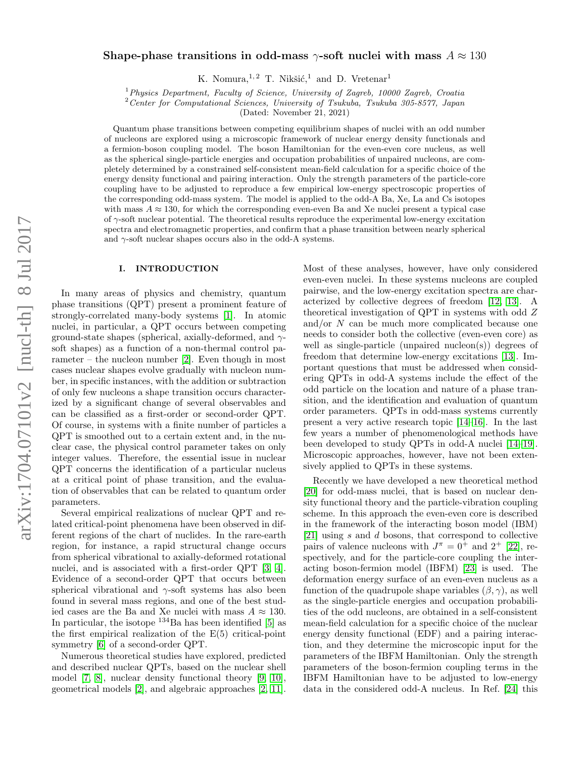# Shape-phase transitions in odd-mass $\gamma$-soft nuclei with mass $A \approx 130$

K. Nomura,[1,2] T. Nikšić,[1] and D. Vretenar[1]

[1] *Physics Department, Faculty of Science, University of Zagreb, 10000 Zagreb, Croatia*
[2] *Center for Computational Sciences, University of Tsukuba, Tsukuba 305-8577, Japan*

(Dated: November 21, 2021)

Quantum phase transitions between competing equilibrium shapes of nuclei with an odd number of nucleons are explored using a microscopic framework of nuclear energy density functionals and a fermion-boson coupling model. The boson Hamiltonian for the even-even core nucleus, as well as the spherical single-particle energies and occupation probabilities of unpaired nucleons, are completely determined by a constrained self-consistent mean-field calculation for a specific choice of the energy density functional and pairing interaction. Only the strength parameters of the particle-core coupling have to be adjusted to reproduce a few empirical low-energy spectroscopic properties of the corresponding odd-mass system. The model is applied to the odd-A Ba, Xe, La and Cs isotopes with mass $A \approx 130$, for which the corresponding even-even Ba and Xe nuclei present a typical case of $\gamma$-soft nuclear potential. The theoretical results reproduce the experimental low-energy excitation spectra and electromagnetic properties, and confirm that a phase transition between nearly spherical and $\gamma$-soft nuclear shapes occurs also in the odd-A systems.

## I. INTRODUCTION

In many areas of physics and chemistry, quantum phase transitions (QPT) present a prominent feature of strongly-correlated many-body systems [1]. In atomic nuclei, in particular, a QPT occurs between competing ground-state shapes (spherical, axially-deformed, and $\gamma$-soft shapes) as a function of a non-thermal control parameter – the nucleon number [2]. Even though in most cases nuclear shapes evolve gradually with nucleon number, in specific instances, with the addition or subtraction of only few nucleons a shape transition occurs characterized by a significant change of several observables and can be classified as a first-order or second-order QPT. Of course, in systems with a finite number of particles a QPT is smoothed out to a certain extent and, in the nuclear case, the physical control parameter takes on only integer values. Therefore, the essential issue in nuclear QPT concerns the identification of a particular nucleus at a critical point of phase transition, and the evaluation of observables that can be related to quantum order parameters.

Several empirical realizations of nuclear QPT and related critical-point phenomena have been observed in different regions of the chart of nuclides. In the rare-earth region, for instance, a rapid structural change occurs from spherical vibrational to axially-deformed rotational nuclei, and is associated with a first-order QPT [3, 4]. Evidence of a second-order QPT that occurs between spherical vibrational and $\gamma$-soft systems has also been found in several mass regions, and one of the best studied cases are the Ba and Xe nuclei with mass $A \approx 130$. In particular, the isotope $^{134}$Ba has been identified [5] as the first empirical realization of the E(5) critical-point symmetry [6] of a second-order QPT.

Numerous theoretical studies have explored, predicted and described nuclear QPTs, based on the nuclear shell model [7, 8], nuclear density functional theory [9, 10], geometrical models [2], and algebraic approaches [2, 11]. Most of these analyses, however, have only considered even-even nuclei. In these systems nucleons are coupled pairwise, and the low-energy excitation spectra are characterized by collective degrees of freedom [12, 13]. A theoretical investigation of QPT in systems with odd $Z$ and/or $N$ can be much more complicated because one needs to consider both the collective (even-even core) as well as single-particle (unpaired nucleon(s)) degrees of freedom that determine low-energy excitations [13]. Important questions that must be addressed when considering QPTs in odd-A systems include the effect of the odd particle on the location and nature of a phase transition, and the identification and evaluation of quantum order parameters. QPTs in odd-mass systems currently present a very active research topic [14–16]. In the last few years a number of phenomenological methods have been developed to study QPTs in odd-A nuclei [14–19]. Microscopic approaches, however, have not been extensively applied to QPTs in these systems.

Recently we have developed a new theoretical method [20] for odd-mass nuclei, that is based on nuclear density functional theory and the particle-vibration coupling scheme. In this approach the even-even core is described in the framework of the interacting boson model (IBM) [21] using $s$ and $d$ bosons, that correspond to collective pairs of valence nucleons with $J^\pi = 0^+$ and $2^+$ [22], respectively, and for the particle-core coupling the interacting boson-fermion model (IBFM) [23] is used. The deformation energy surface of an even-even nucleus as a function of the quadrupole shape variables $(\beta, \gamma)$, as well as the single-particle energies and occupation probabilities of the odd nucleons, are obtained in a self-consistent mean-field calculation for a specific choice of the nuclear energy density functional (EDF) and a pairing interaction, and they determine the microscopic input for the parameters of the IBFM Hamiltonian. Only the strength parameters of the boson-fermion coupling terms in the IBFM Hamiltonian have to be adjusted to low-energy data in the considered odd-A nucleus. In Ref. [24] this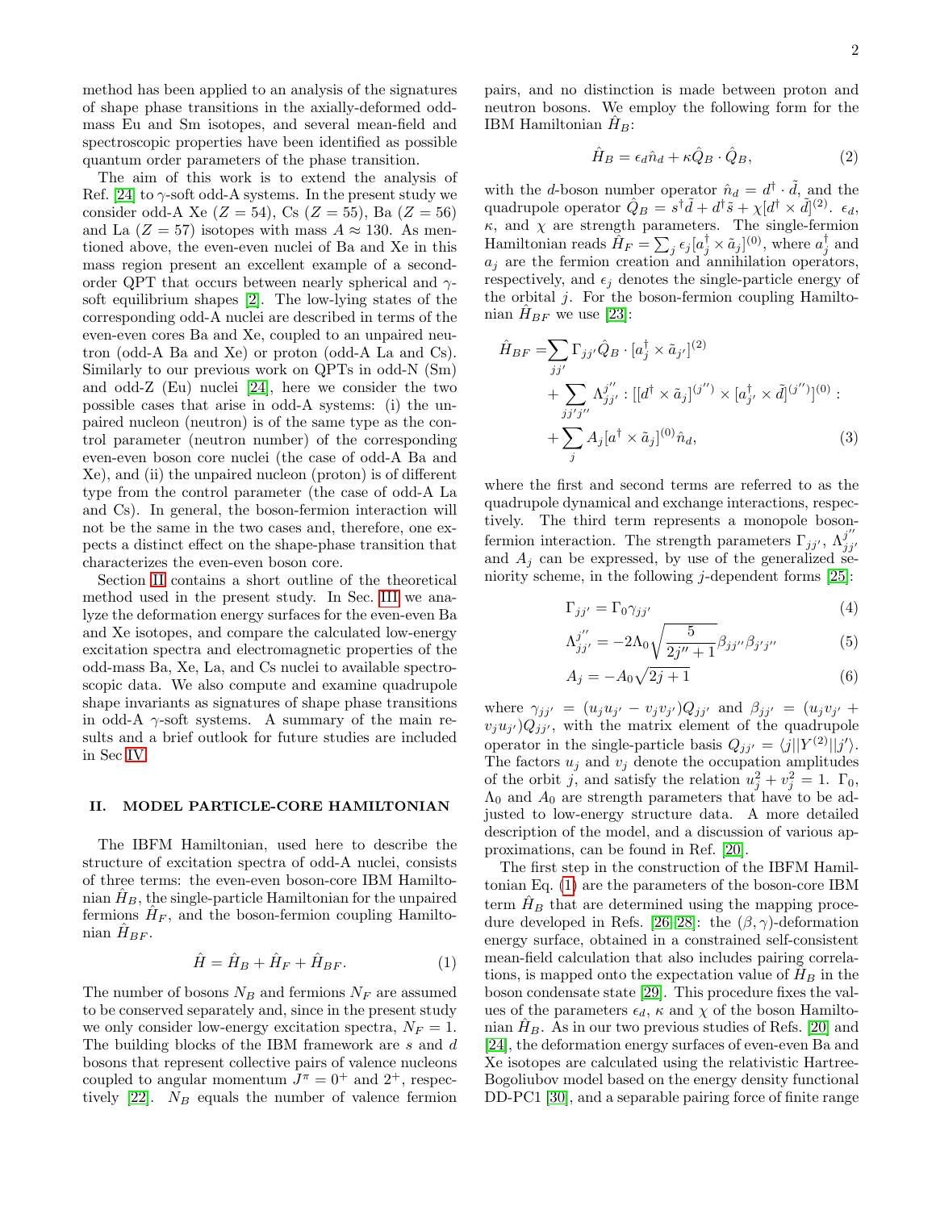method has been applied to an analysis of the signatures of shape phase transitions in the axially-deformed odd-mass Eu and Sm isotopes, and several mean-field and spectroscopic properties have been identified as possible quantum order parameters of the phase transition.

The aim of this work is to extend the analysis of Ref. [24] to $\gamma$-soft odd-A systems. In the present study we consider odd-A Xe ($Z = 54$), Cs ($Z = 55$), Ba ($Z = 56$) and La ($Z = 57$) isotopes with mass $A \approx 130$. As mentioned above, the even-even nuclei of Ba and Xe in this mass region present an excellent example of a second-order QPT that occurs between nearly spherical and $\gamma$-soft equilibrium shapes [2]. The low-lying states of the corresponding odd-A nuclei are described in terms of the even-even cores Ba and Xe, coupled to an unpaired neutron (odd-A Ba and Xe) or proton (odd-A La and Cs). Similarly to our previous work on QPTs in odd-N (Sm) and odd-Z (Eu) nuclei [24], here we consider the two possible cases that arise in odd-A systems: (i) the unpaired nucleon (neutron) is of the same type as the control parameter (neutron number) of the corresponding even-even boson core nuclei (the case of odd-A Ba and Xe), and (ii) the unpaired nucleon (proton) is of different type from the control parameter (the case of odd-A La and Cs). In general, the boson-fermion interaction will not be the same in the two cases and, therefore, one expects a distinct effect on the shape-phase transition that characterizes the even-even boson core.

Section II contains a short outline of the theoretical method used in the present study. In Sec. III we analyze the deformation energy surfaces for the even-even Ba and Xe isotopes, and compare the calculated low-energy excitation spectra and electromagnetic properties of the odd-mass Ba, Xe, La, and Cs nuclei to available spectroscopic data. We also compute and examine quadrupole shape invariants as signatures of shape phase transitions in odd-A $\gamma$-soft systems. A summary of the main results and a brief outlook for future studies are included in Sec IV.

## II. MODEL PARTICLE-CORE HAMILTONIAN

The IBFM Hamiltonian, used here to describe the structure of excitation spectra of odd-A nuclei, consists of three terms: the even-even boson-core IBM Hamiltonian $\hat{H}_B$, the single-particle Hamiltonian for the unpaired fermions $\hat{H}_F$, and the boson-fermion coupling Hamiltonian $\hat{H}_{BF}$.

$$\hat{H} = \hat{H}_B + \hat{H}_F + \hat{H}_{BF}. \tag{1}$$

The number of bosons $N_B$ and fermions $N_F$ are assumed to be conserved separately and, since in the present study we only consider low-energy excitation spectra, $N_F = 1$. The building blocks of the IBM framework are $s$ and $d$ bosons that represent collective pairs of valence nucleons coupled to angular momentum $J^\pi = 0^+$ and $2^+$, respectively [22]. $N_B$ equals the number of valence fermion pairs, and no distinction is made between proton and neutron bosons. We employ the following form for the IBM Hamiltonian $\hat{H}_B$:

$$\hat{H}_B = \epsilon_d \hat{n}_d + \kappa \hat{Q}_B \cdot \hat{Q}_B, \tag{2}$$

with the $d$-boson number operator $\hat{n}_d = d^\dagger \cdot \tilde{d}$, and the quadrupole operator $\hat{Q}_B = s^\dagger \tilde{d} + d^\dagger \tilde{s} + \chi [d^\dagger \times \tilde{d}]^{(2)}$. $\epsilon_d$, $\kappa$, and $\chi$ are strength parameters. The single-fermion Hamiltonian reads $\hat{H}_F = \sum_j \epsilon_j [a_j^\dagger \times \tilde{a}_j]^{(0)}$, where $a_j^\dagger$ and $a_j$ are the fermion creation and annihilation operators, respectively, and $\epsilon_j$ denotes the single-particle energy of the orbital $j$. For the boson-fermion coupling Hamiltonian $\hat{H}_{BF}$ we use [23]:

$$\begin{aligned}
\hat{H}_{BF} =& \sum_{jj'} \Gamma_{jj'} \hat{Q}_B \cdot [a_j^\dagger \times \tilde{a}_{j'}]^{(2)} \\
&+ \sum_{jj'j''} \Lambda_{jj'}^{j''} : [[d^\dagger \times \tilde{a}_j]^{(j'')} \times [a_{j'}^\dagger \times \tilde{d}]^{(j'')}]^{(0)} : \\
&+ \sum_j A_j [a^\dagger \times \tilde{a}_j]^{(0)} \hat{n}_d,
\end{aligned} \tag{3}$$

where the first and second terms are referred to as the quadrupole dynamical and exchange interactions, respectively. The third term represents a monopole boson-fermion interaction. The strength parameters $\Gamma_{jj'}$, $\Lambda_{jj'}^{j''}$ and $A_j$ can be expressed, by use of the generalized seniority scheme, in the following $j$-dependent forms [25]:

$$\Gamma_{jj'} = \Gamma_0 \gamma_{jj'} \tag{4}$$

$$\Lambda_{jj'}^{j''} = -2\Lambda_0 \sqrt{\frac{5}{2j'' + 1}} \beta_{jj''} \beta_{j'j''} \tag{5}$$

$$A_j = -A_0 \sqrt{2j + 1} \tag{6}$$

where $\gamma_{jj'} = (u_j u_{j'} - v_j v_{j'}) Q_{jj'}$ and $\beta_{jj'} = (u_j v_{j'} + v_j u_{j'}) Q_{jj'}$, with the matrix element of the quadrupole operator in the single-particle basis $Q_{jj'} = \langle j || Y^{(2)} || j' \rangle$. The factors $u_j$ and $v_j$ denote the occupation amplitudes of the orbit $j$, and satisfy the relation $u_j^2 + v_j^2 = 1$. $\Gamma_0$, $\Lambda_0$ and $A_0$ are strength parameters that have to be adjusted to low-energy structure data. A more detailed description of the model, and a discussion of various approximations, can be found in Ref. [20].

The first step in the construction of the IBFM Hamiltonian Eq. (1) are the parameters of the boson-core IBM term $\hat{H}_B$ that are determined using the mapping procedure developed in Refs. [26–28]: the $(\beta, \gamma)$-deformation energy surface, obtained in a constrained self-consistent mean-field calculation that also includes pairing correlations, is mapped onto the expectation value of $\hat{H}_B$ in the boson condensate state [29]. This procedure fixes the values of the parameters $\epsilon_d$, $\kappa$ and $\chi$ of the boson Hamiltonian $\hat{H}_B$. As in our two previous studies of Refs. [20] and [24], the deformation energy surfaces of even-even Ba and Xe isotopes are calculated using the relativistic Hartree-Bogoliubov model based on the energy density functional DD-PC1 [30], and a separable pairing force of finite range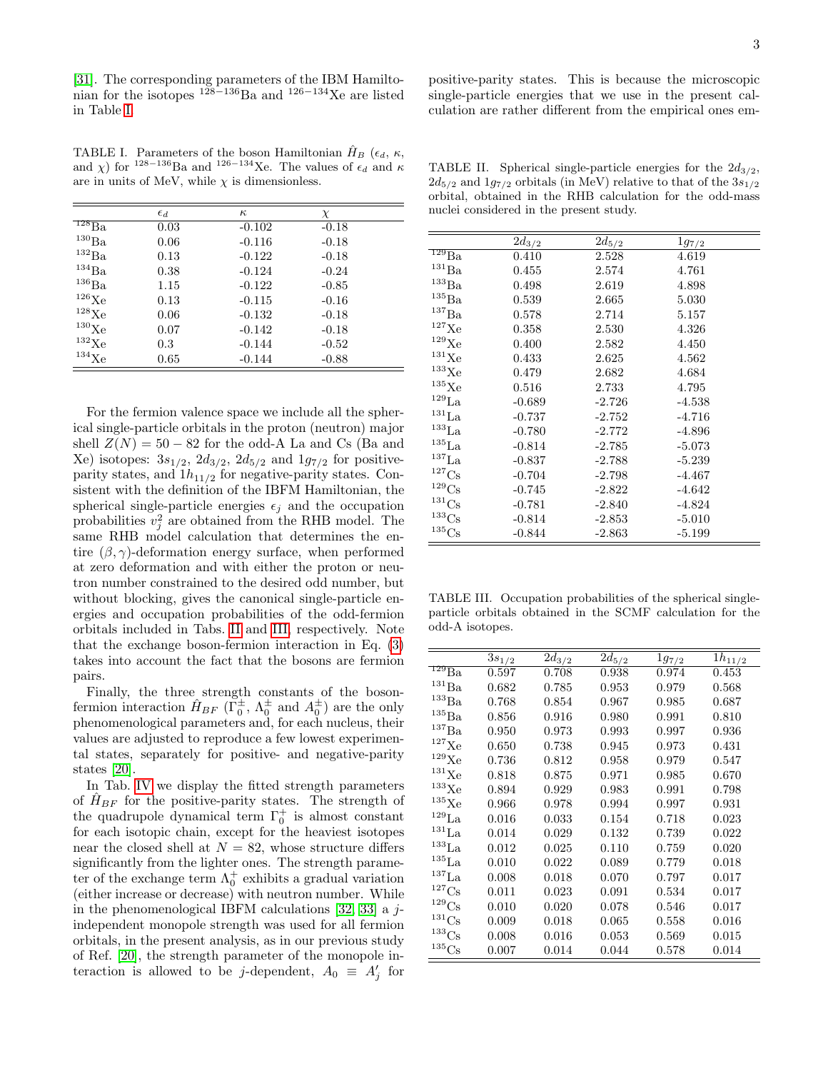[31]. The corresponding parameters of the IBM Hamiltonian for the isotopes $^{128-136}$Ba and $^{126-134}$Xe are listed in Table I.

TABLE I. Parameters of the boson Hamiltonian $\hat{H}_B$ ($\epsilon_d$, $\kappa$, and $\chi$) for $^{128-136}$Ba and $^{126-134}$Xe. The values of $\epsilon_d$ and $\kappa$ are in units of MeV, while $\chi$ is dimensionless.

| | $\epsilon_d$ | $\kappa$ | $\chi$ |
|---|---|---|---|
| $^{128}$Ba | 0.03 | -0.102 | -0.18 |
| $^{130}$Ba | 0.06 | -0.116 | -0.18 |
| $^{132}$Ba | 0.13 | -0.122 | -0.18 |
| $^{134}$Ba | 0.38 | -0.124 | -0.24 |
| $^{136}$Ba | 1.15 | -0.122 | -0.85 |
| $^{126}$Xe | 0.13 | -0.115 | -0.16 |
| $^{128}$Xe | 0.06 | -0.132 | -0.18 |
| $^{130}$Xe | 0.07 | -0.142 | -0.18 |
| $^{132}$Xe | 0.3 | -0.144 | -0.52 |
| $^{134}$Xe | 0.65 | -0.144 | -0.88 |

For the fermion valence space we include all the spherical single-particle orbitals in the proton (neutron) major shell $Z(N) = 50-82$ for the odd-A La and Cs (Ba and Xe) isotopes: $3s_{1/2}$, $2d_{3/2}$, $2d_{5/2}$ and $1g_{7/2}$ for positive-parity states, and $1h_{11/2}$ for negative-parity states. Consistent with the definition of the IBFM Hamiltonian, the spherical single-particle energies $\epsilon_j$ and the occupation probabilities $v_j^2$ are obtained from the RHB model. The same RHB model calculation that determines the entire $(\beta, \gamma)$-deformation energy surface, when performed at zero deformation and with either the proton or neutron number constrained to the desired odd number, but without blocking, gives the canonical single-particle energies and occupation probabilities of the odd-fermion orbitals included in Tabs. II and III, respectively. Note that the exchange boson-fermion interaction in Eq. (3) takes into account the fact that the bosons are fermion pairs.

Finally, the three strength constants of the boson-fermion interaction $\hat{H}_{BF}$ ($\Gamma_0^{\pm}$, $\Lambda_0^{\pm}$ and $A_0^{\pm}$) are the only phenomenological parameters and, for each nucleus, their values are adjusted to reproduce a few lowest experimental states, separately for positive- and negative-parity states [20].

In Tab. IV we display the fitted strength parameters of $\hat{H}_{BF}$ for the positive-parity states. The strength of the quadrupole dynamical term $\Gamma_0^{+}$ is almost constant for each isotopic chain, except for the heaviest isotopes near the closed shell at $N = 82$, whose structure differs significantly from the lighter ones. The strength parameter of the exchange term $\Lambda_0^{+}$ exhibits a gradual variation (either increase or decrease) with neutron number. While in the phenomenological IBFM calculations [32, 33] a $j$-independent monopole strength was used for all fermion orbitals, in the present analysis, as in our previous study of Ref. [20], the strength parameter of the monopole interaction is allowed to be $j$-dependent, $A_0 \equiv A_j'$ for positive-parity states. This is because the microscopic single-particle energies that we use in the present calculation are rather different from the empirical ones em-

TABLE II. Spherical single-particle energies for the $2d_{3/2}$, $2d_{5/2}$ and $1g_{7/2}$ orbitals (in MeV) relative to that of the $3s_{1/2}$ orbital, obtained in the RHB calculation for the odd-mass nuclei considered in the present study.

| | $2d_{3/2}$ | $2d_{5/2}$ | $1g_{7/2}$ |
|---|---|---|---|
| $^{129}$Ba | 0.410 | 2.528 | 4.619 |
| $^{131}$Ba | 0.455 | 2.574 | 4.761 |
| $^{133}$Ba | 0.498 | 2.619 | 4.898 |
| $^{135}$Ba | 0.539 | 2.665 | 5.030 |
| $^{137}$Ba | 0.578 | 2.714 | 5.157 |
| $^{127}$Xe | 0.358 | 2.530 | 4.326 |
| $^{129}$Xe | 0.400 | 2.582 | 4.450 |
| $^{131}$Xe | 0.433 | 2.625 | 4.562 |
| $^{133}$Xe | 0.479 | 2.682 | 4.684 |
| $^{135}$Xe | 0.516 | 2.733 | 4.795 |
| $^{129}$La | -0.689 | -2.726 | -4.538 |
| $^{131}$La | -0.737 | -2.752 | -4.716 |
| $^{133}$La | -0.780 | -2.772 | -4.896 |
| $^{135}$La | -0.814 | -2.785 | -5.073 |
| $^{137}$La | -0.837 | -2.788 | -5.239 |
| $^{127}$Cs | -0.704 | -2.798 | -4.467 |
| $^{129}$Cs | -0.745 | -2.822 | -4.642 |
| $^{131}$Cs | -0.781 | -2.840 | -4.824 |
| $^{133}$Cs | -0.814 | -2.853 | -5.010 |
| $^{135}$Cs | -0.844 | -2.863 | -5.199 |

TABLE III. Occupation probabilities of the spherical single-particle orbitals obtained in the SCMF calculation for the odd-A isotopes.

| | $3s_{1/2}$ | $2d_{3/2}$ | $2d_{5/2}$ | $1g_{7/2}$ | $1h_{11/2}$ |
|---|---|---|---|---|---|
| $^{129}$Ba | 0.597 | 0.708 | 0.938 | 0.974 | 0.453 |
| $^{131}$Ba | 0.682 | 0.785 | 0.953 | 0.979 | 0.568 |
| $^{133}$Ba | 0.768 | 0.854 | 0.967 | 0.985 | 0.687 |
| $^{135}$Ba | 0.856 | 0.916 | 0.980 | 0.991 | 0.810 |
| $^{137}$Ba | 0.950 | 0.973 | 0.993 | 0.997 | 0.936 |
| $^{127}$Xe | 0.650 | 0.738 | 0.945 | 0.973 | 0.431 |
| $^{129}$Xe | 0.736 | 0.812 | 0.958 | 0.979 | 0.547 |
| $^{131}$Xe | 0.818 | 0.875 | 0.971 | 0.985 | 0.670 |
| $^{133}$Xe | 0.894 | 0.929 | 0.983 | 0.991 | 0.798 |
| $^{135}$Xe | 0.966 | 0.978 | 0.994 | 0.997 | 0.931 |
| $^{129}$La | 0.016 | 0.033 | 0.154 | 0.718 | 0.023 |
| $^{131}$La | 0.014 | 0.029 | 0.132 | 0.739 | 0.022 |
| $^{133}$La | 0.012 | 0.025 | 0.110 | 0.759 | 0.020 |
| $^{135}$La | 0.010 | 0.022 | 0.089 | 0.779 | 0.018 |
| $^{137}$La | 0.008 | 0.018 | 0.070 | 0.797 | 0.017 |
| $^{127}$Cs | 0.011 | 0.023 | 0.091 | 0.534 | 0.017 |
| $^{129}$Cs | 0.010 | 0.020 | 0.078 | 0.546 | 0.017 |
| $^{131}$Cs | 0.009 | 0.018 | 0.065 | 0.558 | 0.016 |
| $^{133}$Cs | 0.008 | 0.016 | 0.053 | 0.569 | 0.015 |
| $^{135}$Cs | 0.007 | 0.014 | 0.044 | 0.578 | 0.014 |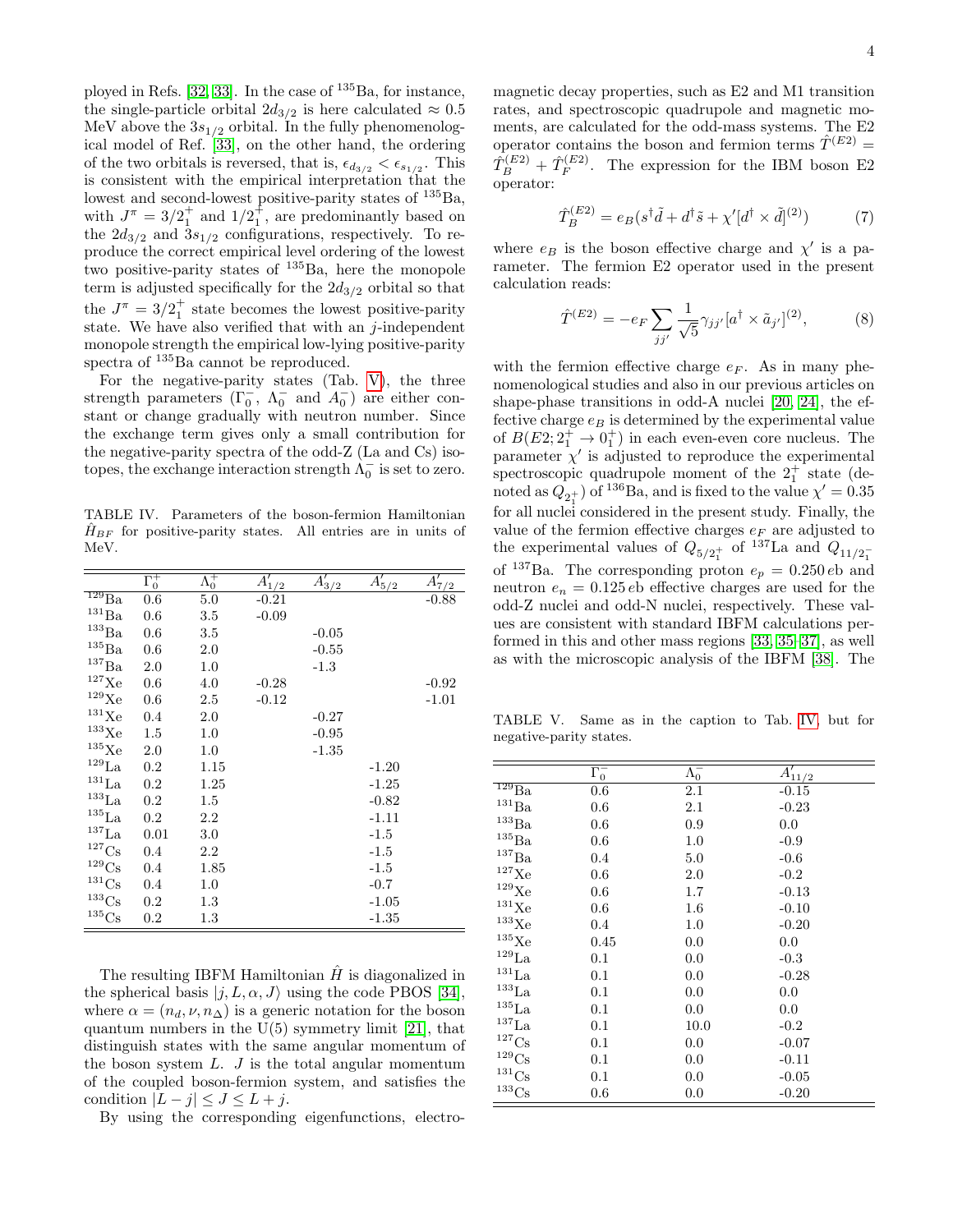ployed in Refs. [32, 33]. In the case of $^{135}$Ba, for instance, the single-particle orbital $2d_{3/2}$ is here calculated $\approx 0.5$ MeV above the $3s_{1/2}$ orbital. In the fully phenomenological model of Ref. [33], on the other hand, the ordering of the two orbitals is reversed, that is, $\epsilon_{d_{3/2}} < \epsilon_{s_{1/2}}$. This is consistent with the empirical interpretation that the lowest and second-lowest positive-parity states of $^{135}$Ba, with $J^\pi = 3/2^+_1$ and $1/2^+_1$, are predominantly based on the $2d_{3/2}$ and $3s_{1/2}$ configurations, respectively. To reproduce the correct empirical level ordering of the lowest two positive-parity states of $^{135}$Ba, here the monopole term is adjusted specifically for the $2d_{3/2}$ orbital so that the $J^\pi = 3/2^+_1$ state becomes the lowest positive-parity state. We have also verified that with an $j$-independent monopole strength the empirical low-lying positive-parity spectra of $^{135}$Ba cannot be reproduced.

For the negative-parity states (Tab. V), the three strength parameters ($\Gamma_0^-$, $\Lambda_0^-$ and $A_0^-$) are either constant or change gradually with neutron number. Since the exchange term gives only a small contribution for the negative-parity spectra of the odd-Z (La and Cs) isotopes, the exchange interaction strength $\Lambda_0^-$ is set to zero.

TABLE IV. Parameters of the boson-fermion Hamiltonian $\hat{H}_{BF}$ for positive-parity states. All entries are in units of MeV.

| | $\Gamma_0^+$ | $\Lambda_0^+$ | $A'_{1/2}$ | $A'_{3/2}$ | $A'_{5/2}$ | $A'_{7/2}$ |
|---|---|---|---|---|---|---|
| $^{129}$Ba | 0.6 | 5.0 | -0.21 | | | -0.88 |
| $^{131}$Ba | 0.6 | 3.5 | -0.09 | | | |
| $^{133}$Ba | 0.6 | 3.5 | | -0.05 | | |
| $^{135}$Ba | 0.6 | 2.0 | | -0.55 | | |
| $^{137}$Ba | 2.0 | 1.0 | | -1.3 | | |
| $^{127}$Xe | 0.6 | 4.0 | -0.28 | | | -0.92 |
| $^{129}$Xe | 0.6 | 2.5 | -0.12 | | | -1.01 |
| $^{131}$Xe | 0.4 | 2.0 | | -0.27 | | |
| $^{133}$Xe | 1.5 | 1.0 | | -0.95 | | |
| $^{135}$Xe | 2.0 | 1.0 | | -1.35 | | |
| $^{129}$La | 0.2 | 1.15 | | | -1.20 | |
| $^{131}$La | 0.2 | 1.25 | | | -1.25 | |
| $^{133}$La | 0.2 | 1.5 | | | -0.82 | |
| $^{135}$La | 0.2 | 2.2 | | | -1.11 | |
| $^{137}$La | 0.01 | 3.0 | | | -1.5 | |
| $^{127}$Cs | 0.4 | 2.2 | | | -1.5 | |
| $^{129}$Cs | 0.4 | 1.85 | | | -1.5 | |
| $^{131}$Cs | 0.4 | 1.0 | | | -0.7 | |
| $^{133}$Cs | 0.2 | 1.3 | | | -1.05 | |
| $^{135}$Cs | 0.2 | 1.3 | | | -1.35 | |

The resulting IBFM Hamiltonian $\hat{H}$ is diagonalized in the spherical basis $|j, L, \alpha, J\rangle$ using the code PBOS [34], where $\alpha = (n_d, \nu, n_\Delta)$ is a generic notation for the boson quantum numbers in the U(5) symmetry limit [21], that distinguish states with the same angular momentum of the boson system $L$. $J$ is the total angular momentum of the coupled boson-fermion system, and satisfies the condition $|L - j| \leq J \leq L + j$.

By using the corresponding eigenfunctions, electromagnetic decay properties, such as E2 and M1 transition rates, and spectroscopic quadrupole and magnetic moments, are calculated for the odd-mass systems. The E2 operator contains the boson and fermion terms $\hat{T}^{(E2)} = \hat{T}^{(E2)}_B + \hat{T}^{(E2)}_F$. The expression for the IBM boson E2 operator:

$$\hat{T}^{(E2)}_B = e_B(s^\dagger \tilde{d} + d^\dagger \tilde{s} + \chi'[d^\dagger \times \tilde{d}]^{(2)}) \tag{7}$$

where $e_B$ is the boson effective charge and $\chi'$ is a parameter. The fermion E2 operator used in the present calculation reads:

$$\hat{T}^{(E2)} = -e_F \sum_{jj'} \frac{1}{\sqrt{5}} \gamma_{jj'} [a^\dagger \times \tilde{a}_{j'}]^{(2)}, \tag{8}$$

with the fermion effective charge $e_F$. As in many phenomenological studies and also in our previous articles on shape-phase transitions in odd-A nuclei [20, 24], the effective charge $e_B$ is determined by the experimental value of $B(E2; 2^+_1 \to 0^+_1)$ in each even-even core nucleus. The parameter $\chi'$ is adjusted to reproduce the experimental spectroscopic quadrupole moment of the $2^+_1$ state (denoted as $Q_{2^+_1}$) of $^{136}$Ba, and is fixed to the value $\chi' = 0.35$ for all nuclei considered in the present study. Finally, the value of the fermion effective charges $e_F$ are adjusted to the experimental values of $Q_{5/2^+_1}$ of $^{137}$La and $Q_{11/2^-_1}$ of $^{137}$Ba. The corresponding proton $e_p = 0.250\,eb$ and neutron $e_n = 0.125\,eb$ effective charges are used for the odd-Z nuclei and odd-N nuclei, respectively. These values are consistent with standard IBFM calculations performed in this and other mass regions [33, 35–37], as well as with the microscopic analysis of the IBFM [38]. The

TABLE V. Same as in the caption to Tab. IV, but for negative-parity states.

| | $\Gamma_0^-$ | $\Lambda_0^-$ | $A'_{11/2}$ |
|---|---|---|---|
| $^{129}$Ba | 0.6 | 2.1 | -0.15 |
| $^{131}$Ba | 0.6 | 2.1 | -0.23 |
| $^{133}$Ba | 0.6 | 0.9 | 0.0 |
| $^{135}$Ba | 0.6 | 1.0 | -0.9 |
| $^{137}$Ba | 0.4 | 5.0 | -0.6 |
| $^{127}$Xe | 0.6 | 2.0 | -0.2 |
| $^{129}$Xe | 0.6 | 1.7 | -0.13 |
| $^{131}$Xe | 0.6 | 1.6 | -0.10 |
| $^{133}$Xe | 0.4 | 1.0 | -0.20 |
| $^{135}$Xe | 0.45 | 0.0 | 0.0 |
| $^{129}$La | 0.1 | 0.0 | -0.3 |
| $^{131}$La | 0.1 | 0.0 | -0.28 |
| $^{133}$La | 0.1 | 0.0 | 0.0 |
| $^{135}$La | 0.1 | 0.0 | 0.0 |
| $^{137}$La | 0.1 | 10.0 | -0.2 |
| $^{127}$Cs | 0.1 | 0.0 | -0.07 |
| $^{129}$Cs | 0.1 | 0.0 | -0.11 |
| $^{131}$Cs | 0.1 | 0.0 | -0.05 |
| $^{133}$Cs | 0.6 | 0.0 | -0.20 |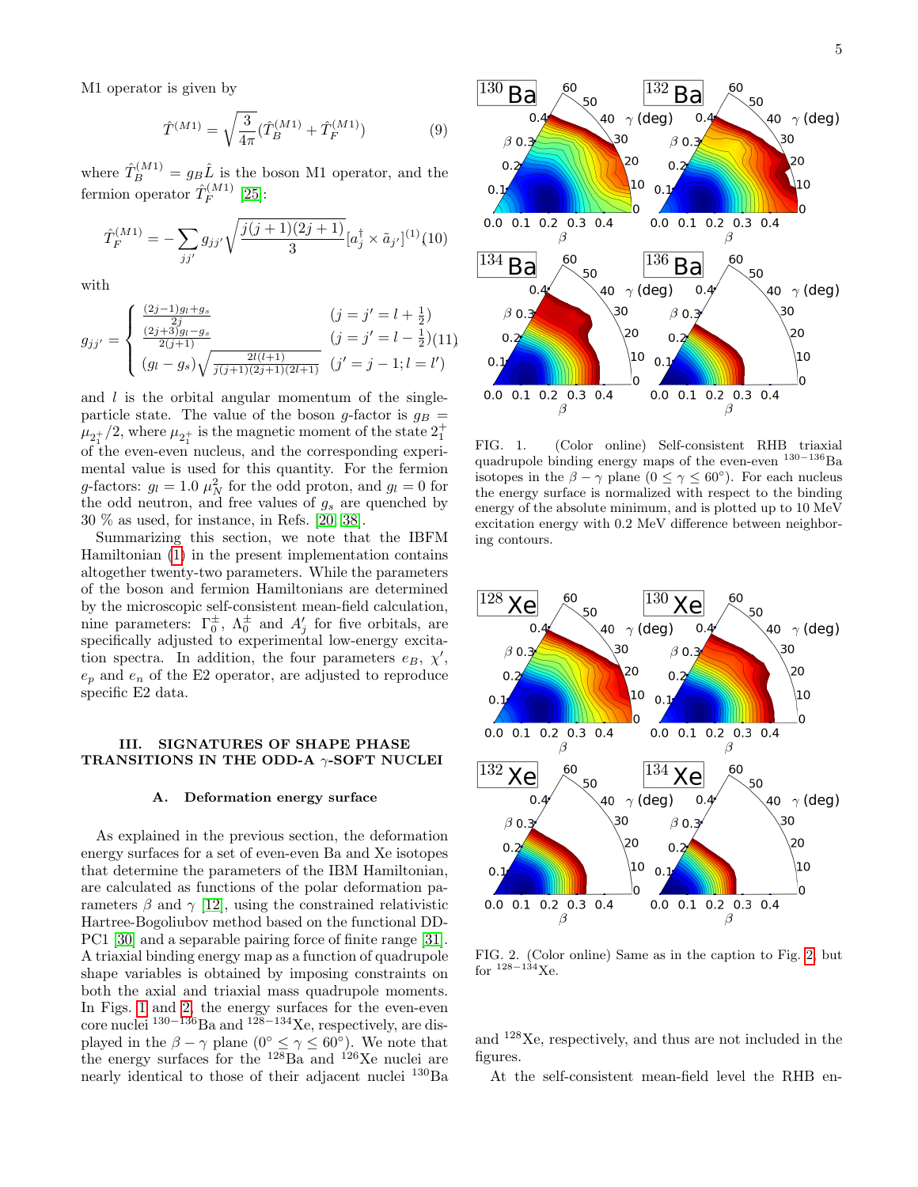M1 operator is given by

$$\hat{T}^{(M1)} = \sqrt{\frac{3}{4\pi}}(\hat{T}_B^{(M1)} + \hat{T}_F^{(M1)}) \tag{9}$$

where $\hat{T}_B^{(M1)} = g_B \hat{L}$ is the boson M1 operator, and the fermion operator $\hat{T}_F^{(M1)}$ [25]:

$$\hat{T}_F^{(M1)} = -\sum_{jj'} g_{jj'} \sqrt{\frac{j(j+1)(2j+1)}{3}} [a_j^\dagger \times \tilde{a}_{j'}]^{(1)} \tag{10}$$

with

$$g_{jj'} = \begin{cases} \frac{(2j-1)g_l + g_s}{2j} & (j = j' = l + \frac{1}{2}) \\ \frac{(2j+3)g_l - g_s}{2(j+1)} & (j = j' = l - \frac{1}{2}) \\ (g_l - g_s)\sqrt{\frac{2l(l+1)}{j(j+1)(2j+1)(2l+1)}} & (j' = j - 1; l = l') \end{cases} \tag{11}$$

and $l$ is the orbital angular momentum of the single-particle state. The value of the boson $g$-factor is $g_B = \mu_{2_1^+}/2$, where $\mu_{2_1^+}$ is the magnetic moment of the state $2_1^+$ of the even-even nucleus, and the corresponding experimental value is used for this quantity. For the fermion $g$-factors: $g_l = 1.0\ \mu_N^2$ for the odd proton, and $g_l = 0$ for the odd neutron, and free values of $g_s$ are quenched by 30 % as used, for instance, in Refs. [20, 38].

Summarizing this section, we note that the IBFM Hamiltonian (1) in the present implementation contains altogether twenty-two parameters. While the parameters of the boson and fermion Hamiltonians are determined by the microscopic self-consistent mean-field calculation, nine parameters: $\Gamma_0^\pm$, $\Lambda_0^\pm$ and $A_j'$ for five orbitals, are specifically adjusted to experimental low-energy excitation spectra. In addition, the four parameters $e_B$, $\chi'$, $e_p$ and $e_n$ of the E2 operator, are adjusted to reproduce specific E2 data.

## III. SIGNATURES OF SHAPE PHASE TRANSITIONS IN THE ODD-A $\gamma$-SOFT NUCLEI

### A. Deformation energy surface

As explained in the previous section, the deformation energy surfaces for a set of even-even Ba and Xe isotopes that determine the parameters of the IBM Hamiltonian, are calculated as functions of the polar deformation parameters $\beta$ and $\gamma$ [12], using the constrained relativistic Hartree-Bogoliubov method based on the functional DD-PC1 [30] and a separable pairing force of finite range [31]. A triaxial binding energy map as a function of quadrupole shape variables is obtained by imposing constraints on both the axial and triaxial mass quadrupole moments. In Figs. 1 and 2, the energy surfaces for the even-even core nuclei $^{130-136}$Ba and $^{128-134}$Xe, respectively, are displayed in the $\beta-\gamma$ plane ($0° \leq \gamma \leq 60°$). We note that the energy surfaces for the $^{128}$Ba and $^{126}$Xe nuclei are nearly identical to those of their adjacent nuclei $^{130}$Ba and $^{128}$Xe, respectively, and thus are not included in the figures.

FIG. 1. (Color online) Self-consistent RHB triaxial quadrupole binding energy maps of the even-even $^{130-136}$Ba isotopes in the $\beta-\gamma$ plane ($0 \leq \gamma \leq 60°$). For each nucleus the energy surface is normalized with respect to the binding energy of the absolute minimum, and is plotted up to 10 MeV excitation energy with 0.2 MeV difference between neighboring contours.

FIG. 2. (Color online) Same as in the caption to Fig. 2, but for $^{128-134}$Xe.

At the self-consistent mean-field level the RHB en-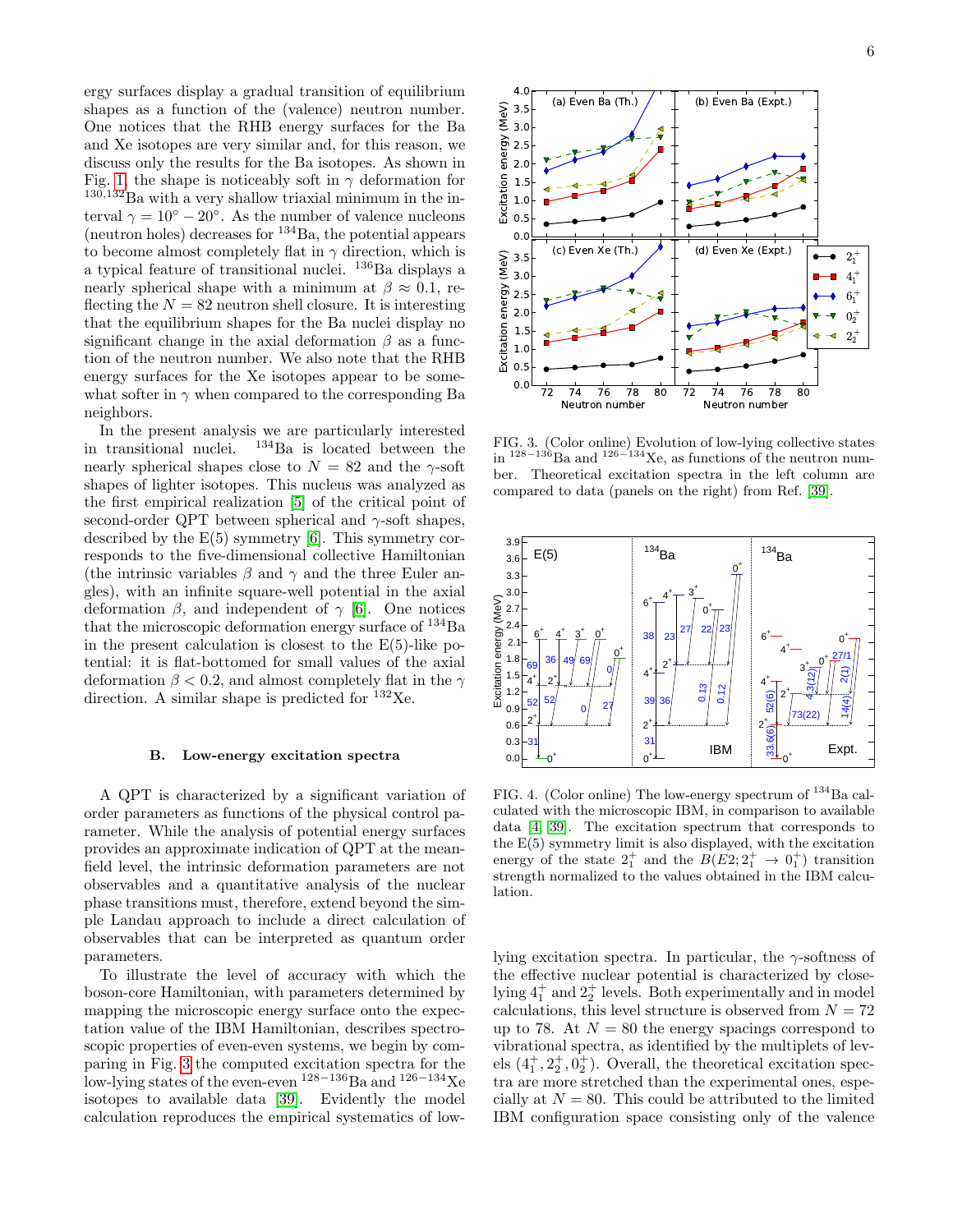ergy surfaces display a gradual transition of equilibrium shapes as a function of the (valence) neutron number. One notices that the RHB energy surfaces for the Ba and Xe isotopes are very similar and, for this reason, we discuss only the results for the Ba isotopes. As shown in Fig. 1, the shape is noticeably soft in $\gamma$ deformation for $^{130,132}$Ba with a very shallow triaxial minimum in the interval $\gamma = 10^\circ - 20^\circ$. As the number of valence nucleons (neutron holes) decreases for $^{134}$Ba, the potential appears to become almost completely flat in $\gamma$ direction, which is a typical feature of transitional nuclei. $^{136}$Ba displays a nearly spherical shape with a minimum at $\beta \approx 0.1$, reflecting the $N = 82$ neutron shell closure. It is interesting that the equilibrium shapes for the Ba nuclei display no significant change in the axial deformation $\beta$ as a function of the neutron number. We also note that the RHB energy surfaces for the Xe isotopes appear to be somewhat softer in $\gamma$ when compared to the corresponding Ba neighbors.

In the present analysis we are particularly interested in transitional nuclei. $^{134}$Ba is located between the nearly spherical shapes close to $N = 82$ and the $\gamma$-soft shapes of lighter isotopes. This nucleus was analyzed as the first empirical realization [5] of the critical point of second-order QPT between spherical and $\gamma$-soft shapes, described by the E(5) symmetry [6]. This symmetry corresponds to the five-dimensional collective Hamiltonian (the intrinsic variables $\beta$ and $\gamma$ and the three Euler angles), with an infinite square-well potential in the axial deformation $\beta$, and independent of $\gamma$ [6]. One notices that the microscopic deformation energy surface of $^{134}$Ba in the present calculation is closest to the E(5)-like potential: it is flat-bottomed for small values of the axial deformation $\beta < 0.2$, and almost completely flat in the $\gamma$ direction. A similar shape is predicted for $^{132}$Xe.

### B. Low-energy excitation spectra

A QPT is characterized by a significant variation of order parameters as functions of the physical control parameter. While the analysis of potential energy surfaces provides an approximate indication of QPT at the mean-field level, the intrinsic deformation parameters are not observables and a quantitative analysis of the nuclear phase transitions must, therefore, extend beyond the simple Landau approach to include a direct calculation of observables that can be interpreted as quantum order parameters.

To illustrate the level of accuracy with which the boson-core Hamiltonian, with parameters determined by mapping the microscopic energy surface onto the expectation value of the IBM Hamiltonian, describes spectroscopic properties of even-even systems, we begin by comparing in Fig. 3 the computed excitation spectra for the low-lying states of the even-even $^{128-136}$Ba and $^{126-134}$Xe isotopes to available data [39]. Evidently the model calculation reproduces the empirical systematics of low-lying excitation spectra. In particular, the $\gamma$-softness of the effective nuclear potential is characterized by close-lying $4^+_1$ and $2^+_2$ levels. Both experimentally and in model calculations, this level structure is observed from $N = 72$ up to 78. At $N = 80$ the energy spacings correspond to vibrational spectra, as identified by the multiplets of levels $(4^+_1, 2^+_2, 0^+_2)$. Overall, the theoretical excitation spectra are more stretched than the experimental ones, especially at $N = 80$. This could be attributed to the limited IBM configuration space consisting only of the valence

FIG. 3. (Color online) Evolution of low-lying collective states in $^{128-136}$Ba and $^{126-134}$Xe, as functions of the neutron number. Theoretical excitation spectra in the left column are compared to data (panels on the right) from Ref. [39].

FIG. 4. (Color online) The low-energy spectrum of $^{134}$Ba calculated with the microscopic IBM, in comparison to available data [4, 39]. The excitation spectrum that corresponds to the E(5) symmetry limit is also displayed, with the excitation energy of the state $2^+_1$ and the $B(E2; 2^+_1 \rightarrow 0^+_1)$ transition strength normalized to the values obtained in the IBM calculation.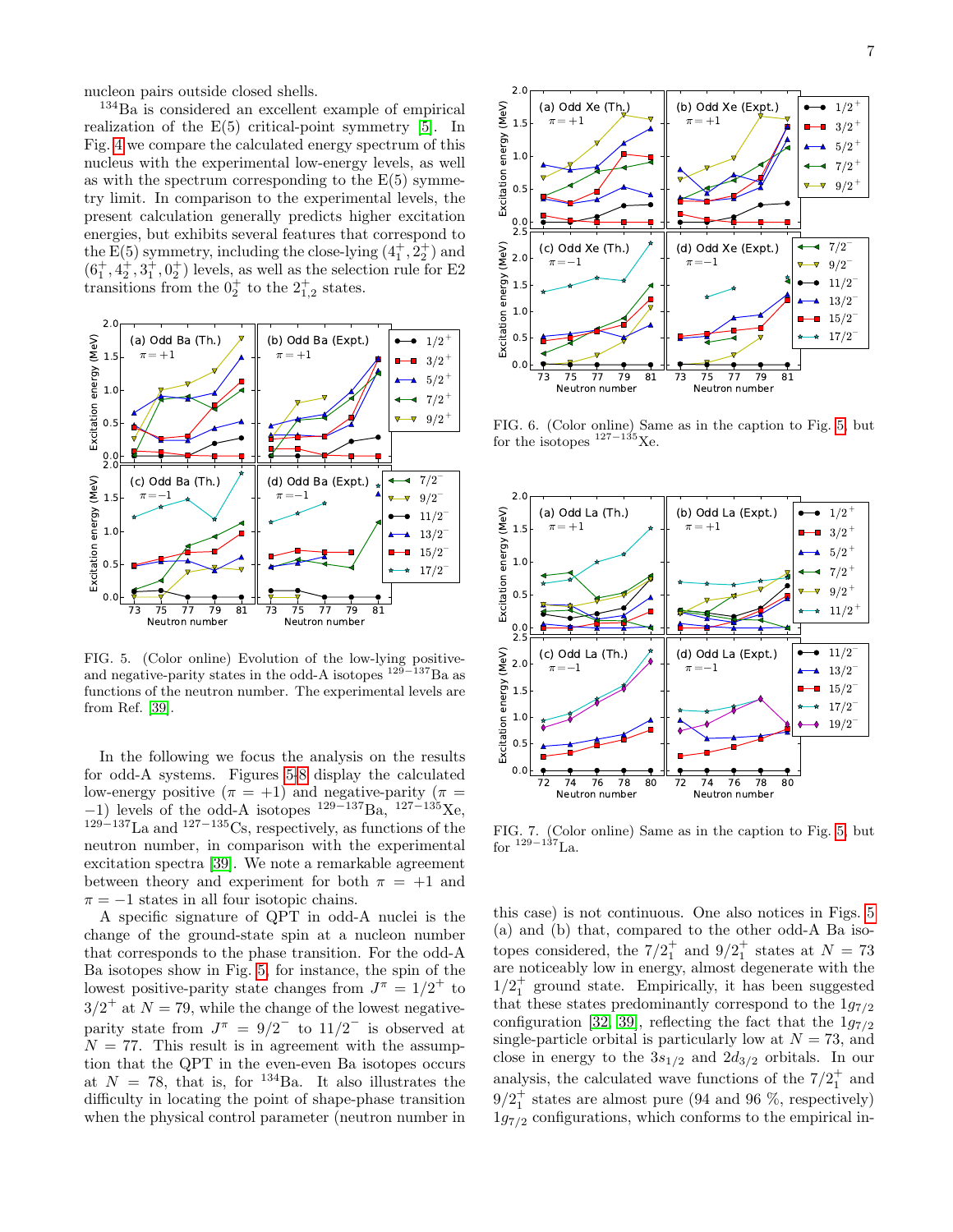nucleon pairs outside closed shells.

$^{134}$Ba is considered an excellent example of empirical realization of the E(5) critical-point symmetry [5]. In Fig. 4 we compare the calculated energy spectrum of this nucleus with the experimental low-energy levels, as well as with the spectrum corresponding to the E(5) symmetry limit. In comparison to the experimental levels, the present calculation generally predicts higher excitation energies, but exhibits several features that correspond to the E(5) symmetry, including the close-lying $(4^+_1, 2^+_2)$ and $(6^+_1, 4^+_2, 3^+_1, 0^+_2)$ levels, as well as the selection rule for E2 transitions from the $0^+_2$ to the $2^+_{1,2}$ states.

FIG. 5. (Color online) Evolution of the low-lying positive- and negative-parity states in the odd-A isotopes $^{129-137}$Ba as functions of the neutron number. The experimental levels are from Ref. [39].

In the following we focus the analysis on the results for odd-A systems. Figures 5-8 display the calculated low-energy positive ($\pi = +1$) and negative-parity ($\pi = -1$) levels of the odd-A isotopes $^{129-137}$Ba, $^{127-135}$Xe, $^{129-137}$La and $^{127-135}$Cs, respectively, as functions of the neutron number, in comparison with the experimental excitation spectra [39]. We note a remarkable agreement between theory and experiment for both $\pi = +1$ and $\pi = -1$ states in all four isotopic chains.

A specific signature of QPT in odd-A nuclei is the change of the ground-state spin at a nucleon number that corresponds to the phase transition. For the odd-A Ba isotopes show in Fig. 5, for instance, the spin of the lowest positive-parity state changes from $J^\pi = 1/2^+$ to $3/2^+$ at $N = 79$, while the change of the lowest negative-parity state from $J^\pi = 9/2^-$ to $11/2^-$ is observed at $N = 77$. This result is in agreement with the assumption that the QPT in the even-even Ba isotopes occurs at $N = 78$, that is, for $^{134}$Ba. It also illustrates the difficulty in locating the point of shape-phase transition when the physical control parameter (neutron number in

FIG. 6. (Color online) Same as in the caption to Fig. 5, but for the isotopes $^{127-135}$Xe.

FIG. 7. (Color online) Same as in the caption to Fig. 5, but for $^{129-137}$La.

this case) is not continuous. One also notices in Figs. 5 (a) and (b) that, compared to the other odd-A Ba isotopes considered, the $7/2^+_1$ and $9/2^+_1$ states at $N = 73$ are noticeably low in energy, almost degenerate with the $1/2^+_1$ ground state. Empirically, it has been suggested that these states predominantly correspond to the $1g_{7/2}$ configuration [32, 39], reflecting the fact that the $1g_{7/2}$ single-particle orbital is particularly low at $N = 73$, and close in energy to the $3s_{1/2}$ and $2d_{3/2}$ orbitals. In our analysis, the calculated wave functions of the $7/2^+_1$ and $9/2^+_1$ states are almost pure (94 and 96 %, respectively) $1g_{7/2}$ configurations, which conforms to the empirical in-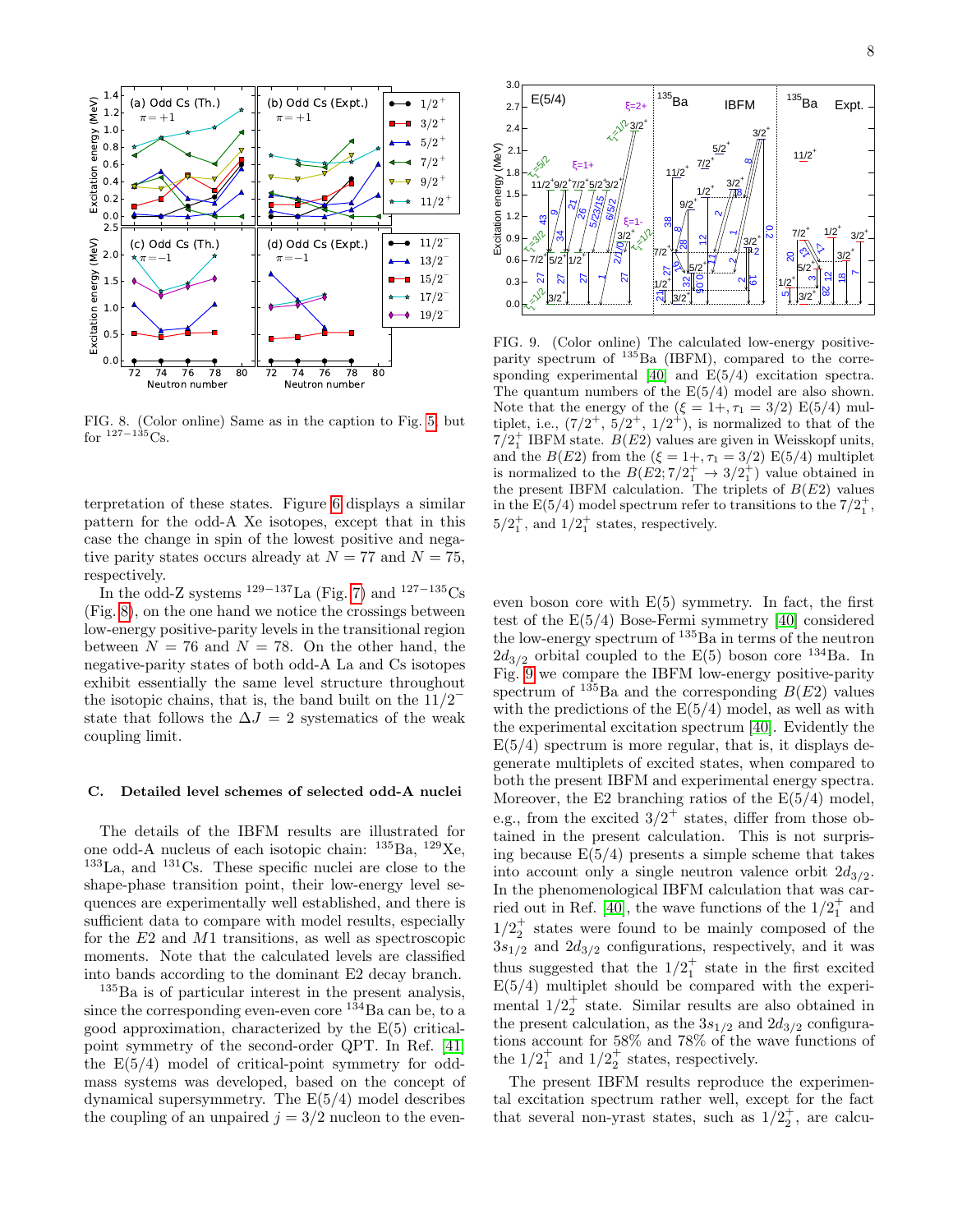FIG. 8. (Color online) Same as in the caption to Fig. 5, but for $^{127-135}$Cs.

terpretation of these states. Figure 6 displays a similar pattern for the odd-A Xe isotopes, except that in this case the change in spin of the lowest positive and negative parity states occurs already at $N = 77$ and $N = 75$, respectively.

In the odd-Z systems $^{129-137}$La (Fig. 7) and $^{127-135}$Cs (Fig. 8), on the one hand we notice the crossings between low-energy positive-parity levels in the transitional region between $N = 76$ and $N = 78$. On the other hand, the negative-parity states of both odd-A La and Cs isotopes exhibit essentially the same level structure throughout the isotopic chains, that is, the band built on the $11/2^-$ state that follows the $\Delta J = 2$ systematics of the weak coupling limit.

### C. Detailed level schemes of selected odd-A nuclei

The details of the IBFM results are illustrated for one odd-A nucleus of each isotopic chain: $^{135}$Ba, $^{129}$Xe, $^{133}$La, and $^{131}$Cs. These specific nuclei are close to the shape-phase transition point, their low-energy level sequences are experimentally well established, and there is sufficient data to compare with model results, especially for the $E2$ and $M1$ transitions, as well as spectroscopic moments. Note that the calculated levels are classified into bands according to the dominant E2 decay branch.

$^{135}$Ba is of particular interest in the present analysis, since the corresponding even-even core $^{134}$Ba can be, to a good approximation, characterized by the E(5) critical-point symmetry of the second-order QPT. In Ref. [41] the E(5/4) model of critical-point symmetry for odd-mass systems was developed, based on the concept of dynamical supersymmetry. The E(5/4) model describes the coupling of an unpaired $j = 3/2$ nucleon to the even-even boson core with E(5) symmetry. In fact, the first test of the E(5/4) Bose-Fermi symmetry [40] considered the low-energy spectrum of $^{135}$Ba in terms of the neutron $2d_{3/2}$ orbital coupled to the E(5) boson core $^{134}$Ba. In Fig. 9 we compare the IBFM low-energy positive-parity spectrum of $^{135}$Ba and the corresponding $B(E2)$ values with the predictions of the E(5/4) model, as well as with the experimental excitation spectrum [40]. Evidently the E(5/4) spectrum is more regular, that is, it displays degenerate multiplets of excited states, when compared to both the present IBFM and experimental energy spectra. Moreover, the E2 branching ratios of the E(5/4) model, e.g., from the excited $3/2^+$ states, differ from those obtained in the present calculation. This is not surprising because E(5/4) presents a simple scheme that takes into account only a single neutron valence orbit $2d_{3/2}$. In the phenomenological IBFM calculation that was carried out in Ref. [40], the wave functions of the $1/2^+_1$ and $1/2^+_2$ states were found to be mainly composed of the $3s_{1/2}$ and $2d_{3/2}$ configurations, respectively, and it was thus suggested that the $1/2^+_1$ state in the first excited E(5/4) multiplet should be compared with the experimental $1/2^+_2$ state. Similar results are also obtained in the present calculation, as the $3s_{1/2}$ and $2d_{3/2}$ configurations account for 58% and 78% of the wave functions of the $1/2^+_1$ and $1/2^+_2$ states, respectively.

FIG. 9. (Color online) The calculated low-energy positive-parity spectrum of $^{135}$Ba (IBFM), compared to the corresponding experimental [40] and E(5/4) excitation spectra. The quantum numbers of the E(5/4) model are also shown. Note that the energy of the ($\xi = 1+, \tau_1 = 3/2$) E(5/4) multiplet, i.e., ($7/2^+$, $5/2^+$, $1/2^+$), is normalized to that of the $7/2^+_1$ IBFM state. $B(E2)$ values are given in Weisskopf units, and the $B(E2)$ from the ($\xi = 1+, \tau_1 = 3/2$) E(5/4) multiplet is normalized to the $B(E2; 7/2^+_1 \rightarrow 3/2^+_1)$ value obtained in the present IBFM calculation. The triplets of $B(E2)$ values in the E(5/4) model spectrum refer to transitions to the $7/2^+_1$, $5/2^+_1$, and $1/2^+_1$ states, respectively.

The present IBFM results reproduce the experimental excitation spectrum rather well, except for the fact that several non-yrast states, such as $1/2^+_2$, are calcu-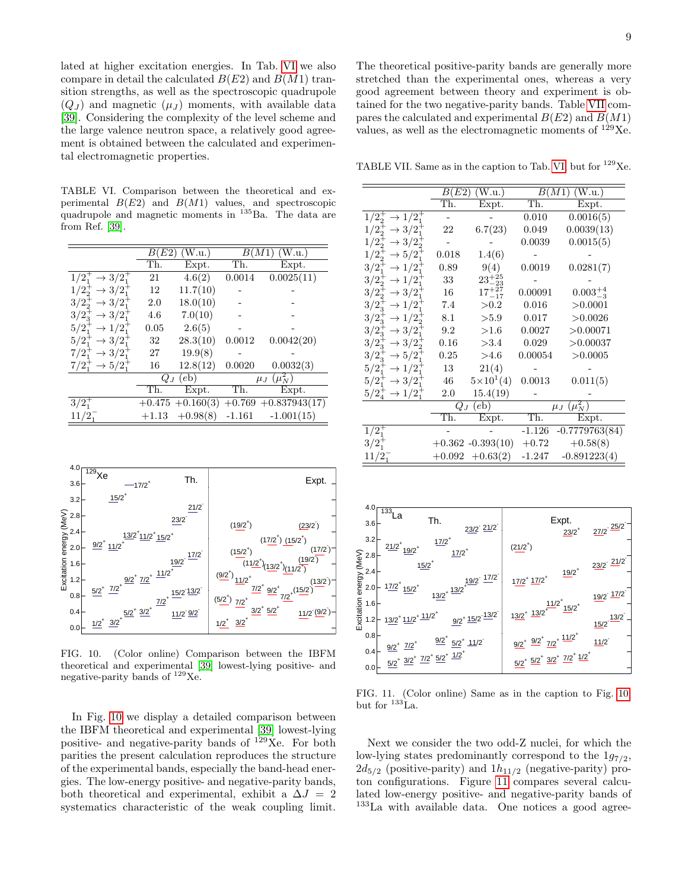lated at higher excitation energies. In Tab. VI we also compare in detail the calculated $B(E2)$ and $B(M1)$ transition strengths, as well as the spectroscopic quadrupole ($Q_J$) and magnetic ($\mu_J$) moments, with available data [39]. Considering the complexity of the level scheme and the large valence neutron space, a relatively good agreement is obtained between the calculated and experimental electromagnetic properties.

TABLE VI. Comparison between the theoretical and experimental $B(E2)$ and $B(M1)$ values, and spectroscopic quadrupole and magnetic moments in $^{135}$Ba. The data are from Ref. [39].

| | $B(E2)$ (W.u.) | | $B(M1)$ (W.u.) | |
|---|---|---|---|---|
| | Th. | Expt. | Th. | Expt. |
| $1/2^+_1 \to 3/2^+_1$ | 21 | 4.6(2) | 0.0014 | 0.0025(11) |
| $1/2^+_2 \to 3/2^+_1$ | 12 | 11.7(10) | - | - |
| $3/2^+_2 \to 3/2^+_1$ | 2.0 | 18.0(10) | - | - |
| $3/2^+_3 \to 3/2^+_1$ | 4.6 | 7.0(10) | - | - |
| $5/2^+_1 \to 1/2^+_1$ | 0.05 | 2.6(5) | - | - |
| $5/2^+_1 \to 3/2^+_1$ | 32 | 28.3(10) | 0.0012 | 0.0042(20) |
| $7/2^+_1 \to 3/2^+_1$ | 27 | 19.9(8) | - | - |
| $7/2^+_1 \to 5/2^+_1$ | 16 | 12.8(12) | 0.0020 | 0.0032(3) |
| | $Q_J$ (eb) | | $\mu_J$ ($\mu_N^2$) | |
| | Th. | Expt. | Th. | Expt. |
| $3/2^+_1$ | +0.475 | +0.160(3) | +0.769 | +0.837943(17) |
| $11/2^-_1$ | +1.13 | +0.98(8) | -1.161 | -1.001(15) |

FIG. 10. (Color online) Comparison between the IBFM theoretical and experimental [39] lowest-lying positive- and negative-parity bands of $^{129}$Xe.

In Fig. 10 we display a detailed comparison between the IBFM theoretical and experimental [39] lowest-lying positive- and negative-parity bands of $^{129}$Xe. For both parities the present calculation reproduces the structure of the experimental bands, especially the band-head energies. The low-energy positive- and negative-parity bands, both theoretical and experimental, exhibit a $\Delta J = 2$ systematics characteristic of the weak coupling limit. The theoretical positive-parity bands are generally more stretched than the experimental ones, whereas a very good agreement between theory and experiment is obtained for the two negative-parity bands. Table VII compares the calculated and experimental $B(E2)$ and $B(M1)$ values, as well as the electromagnetic moments of $^{129}$Xe.

TABLE VII. Same as in the caption to Tab. VI, but for $^{129}$Xe.

| | $B(E2)$ (W.u.) | | $B(M1)$ (W.u.) | |
|---|---|---|---|---|
| | Th. | Expt. | Th. | Expt. |
| $1/2^+_2 \to 1/2^+_1$ | - | - | 0.010 | 0.0016(5) |
| $1/2^+_2 \to 3/2^+_1$ | 22 | 6.7(23) | 0.049 | 0.0039(13) |
| $1/2^+_2 \to 3/2^+_2$ | - | - | 0.0039 | 0.0015(5) |
| $1/2^+_2 \to 5/2^+_1$ | 0.018 | 1.4(6) | - | - |
| $3/2^+_1 \to 1/2^+_1$ | 0.89 | 9(4) | 0.0019 | 0.0281(7) |
| $3/2^+_2 \to 1/2^+_1$ | 33 | $23^{+25}_{-23}$ | - | - |
| $3/2^+_2 \to 3/2^+_1$ | 16 | $17^{+27}_{-17}$ | 0.00091 | $0.003^{+4}_{-3}$ |
| $3/2^+_3 \to 1/2^+_1$ | 7.4 | >0.2 | 0.016 | >0.0001 |
| $3/2^+_3 \to 1/2^+_2$ | 8.1 | >5.9 | 0.017 | >0.0026 |
| $3/2^+_3 \to 3/2^+_1$ | 9.2 | >1.6 | 0.0027 | >0.00071 |
| $3/2^+_3 \to 3/2^+_2$ | 0.16 | >3.4 | 0.029 | >0.00037 |
| $3/2^+_3 \to 5/2^+_1$ | 0.25 | >4.6 | 0.00054 | >0.0005 |
| $5/2^+_1 \to 1/2^+_1$ | 13 | 21(4) | - | - |
| $5/2^+_1 \to 3/2^+_1$ | 46 | $5\times10^1$(4) | 0.0013 | 0.011(5) |
| $5/2^+_4 \to 1/2^+_1$ | 2.0 | 15.4(19) | - | - |
| | $Q_J$ (eb) | | $\mu_J$ ($\mu_N^2$) | |
| | Th. | Expt. | Th. | Expt. |
| $1/2^+_1$ | - | - | -1.126 | -0.7779763(84) |
| $3/2^+_1$ | +0.362 | -0.393(10) | +0.72 | +0.58(8) |
| $11/2^-_1$ | +0.092 | +0.63(2) | -1.247 | -0.891223(4) |

FIG. 11. (Color online) Same as in the caption to Fig. 10, but for $^{133}$La.

Next we consider the two odd-Z nuclei, for which the low-lying states predominantly correspond to the $1g_{7/2}$, $2d_{5/2}$ (positive-parity) and $1h_{11/2}$ (negative-parity) proton configurations. Figure 11 compares several calculated low-energy positive- and negative-parity bands of $^{133}$La with available data. One notices a good agree-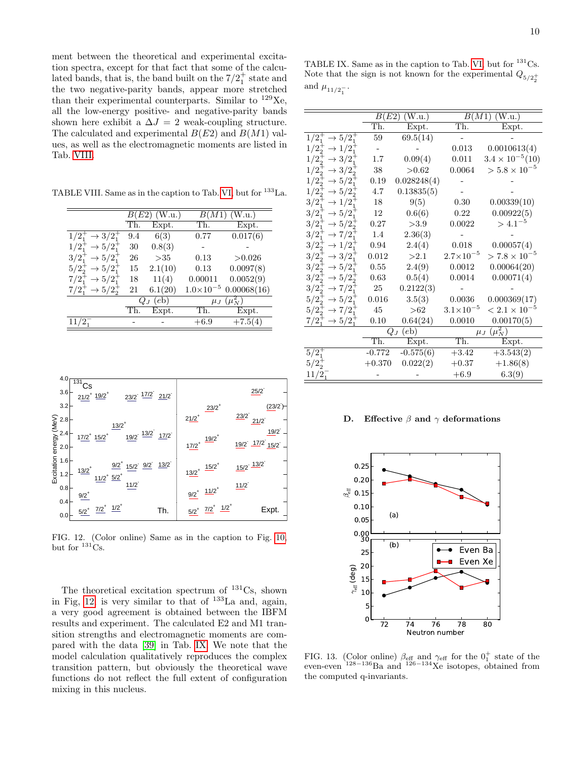ment between the theoretical and experimental excitation spectra, except for that fact that some of the calculated bands, that is, the band built on the $7/2^+_1$ state and the two negative-parity bands, appear more stretched than their experimental counterparts. Similar to $^{129}$Xe, all the low-energy positive- and negative-parity bands shown here exhibit a $\Delta J = 2$ weak-coupling structure. The calculated and experimental $B(E2)$ and $B(M1)$ values, as well as the electromagnetic moments are listed in Tab. VIII.

TABLE VIII. Same as in the caption to Tab. VI, but for $^{133}$La.

| | $B(E2)$ (W.u.) | | $B(M1)$ (W.u.) | |
|---|---|---|---|---|
| | Th. | Expt. | Th. | Expt. |
| $1/2^+_1 \to 3/2^+_1$ | 9.4 | 6(3) | 0.77 | 0.017(6) |
| $1/2^+_1 \to 5/2^+_1$ | 30 | 0.8(3) | - | - |
| $3/2^+_1 \to 5/2^+_1$ | 26 | >35 | 0.13 | >0.026 |
| $5/2^+_2 \to 5/2^+_1$ | 15 | 2.1(10) | 0.13 | 0.0097(8) |
| $7/2^+_1 \to 5/2^+_1$ | 18 | 11(4) | 0.00011 | 0.0052(9) |
| $7/2^+_1 \to 5/2^+_2$ | 21 | 6.1(20) | $1.0{\times}10^{-5}$ | 0.00068(16) |
| | $Q_J$ (eb) | | $\mu_J$ ($\mu_N^2$) | |
| | Th. | Expt. | Th. | Expt. |
| $11/2^-_1$ | - | - | +6.9 | +7.5(4) |

FIG. 12. (Color online) Same as in the caption to Fig. 10, but for $^{131}$Cs.

The theoretical excitation spectrum of $^{131}$Cs, shown in Fig. 12, is very similar to that of $^{133}$La and, again, a very good agreement is obtained between the IBFM results and experiment. The calculated E2 and M1 transition strengths and electromagnetic moments are compared with the data [39] in Tab. IX. We note that the model calculation qualitatively reproduces the complex transition pattern, but obviously the theoretical wave functions do not reflect the full extent of configuration mixing in this nucleus.

TABLE IX. Same as in the caption to Tab. VI, but for $^{131}$Cs. Note that the sign is not known for the experimental $Q_{5/2^+_2}$ and $\mu_{11/2^-_1}$.

| | $B(E2)$ (W.u.) | | $B(M1)$ (W.u.) | |
|---|---|---|---|---|
| | Th. | Expt. | Th. | Expt. |
| $1/2^+_1 \to 5/2^+_1$ | 59 | 69.5(14) | - | - |
| $1/2^+_2 \to 1/2^+_1$ | - | - | 0.013 | 0.0010613(4) |
| $1/2^+_2 \to 3/2^+_1$ | 1.7 | 0.09(4) | 0.011 | $3.4\times10^{-5}$(10) |
| $1/2^+_2 \to 3/2^+_2$ | 38 | >0.62 | 0.0064 | $>5.8\times10^{-5}$ |
| $1/2^+_2 \to 5/2^+_1$ | 0.19 | 0.028248(4) | - | - |
| $1/2^+_2 \to 5/2^+_2$ | 4.7 | 0.13835(5) | - | - |
| $3/2^+_1 \to 1/2^+_1$ | 18 | 9(5) | 0.30 | 0.00339(10) |
| $3/2^+_1 \to 5/2^+_1$ | 12 | 0.6(6) | 0.22 | 0.00922(5) |
| $3/2^+_1 \to 5/2^+_2$ | 0.27 | >3.9 | 0.0022 | $>4.1^{-5}$ |
| $3/2^+_1 \to 7/2^+_1$ | 1.4 | 2.36(3) | - | - |
| $3/2^+_2 \to 1/2^+_1$ | 0.94 | 2.4(4) | 0.018 | 0.00057(4) |
| $3/2^+_2 \to 3/2^+_1$ | 0.012 | >2.1 | $2.7{\times}10^{-5}$ | $>7.8\times10^{-5}$ |
| $3/2^+_2 \to 5/2^+_1$ | 0.55 | 2.4(9) | 0.0012 | 0.00064(20) |
| $3/2^+_2 \to 5/2^+_2$ | 0.63 | 0.5(4) | 0.0014 | 0.00071(4) |
| $3/2^+_2 \to 7/2^+_1$ | 25 | 0.2122(3) | - | - |
| $5/2^+_2 \to 5/2^+_1$ | 0.016 | 3.5(3) | 0.0036 | 0.000369(17) |
| $5/2^+_2 \to 7/2^+_1$ | 45 | >62 | $3.1{\times}10^{-5}$ | $<2.1\times10^{-5}$ |
| $7/2^+_1 \to 5/2^+_1$ | 0.10 | 0.64(24) | 0.0010 | 0.00170(5) |
| | $Q_J$ (eb) | | $\mu_J$ ($\mu_N^2$) | |
| | Th. | Expt. | Th. | Expt. |
| $5/2^+_1$ | -0.772 | -0.575(6) | +3.42 | +3.543(2) |
| $5/2^+_2$ | +0.370 | 0.022(2) | +0.37 | +1.86(8) |
| $11/2^-_1$ | - | - | +6.9 | 6.3(9) |

### D. Effective $\beta$ and $\gamma$ deformations

FIG. 13. (Color online) $\beta_{\rm eff}$ and $\gamma_{\rm eff}$ for the $0^+_1$ state of the even-even $^{128-136}$Ba and $^{126-134}$Xe isotopes, obtained from the computed q-invariants.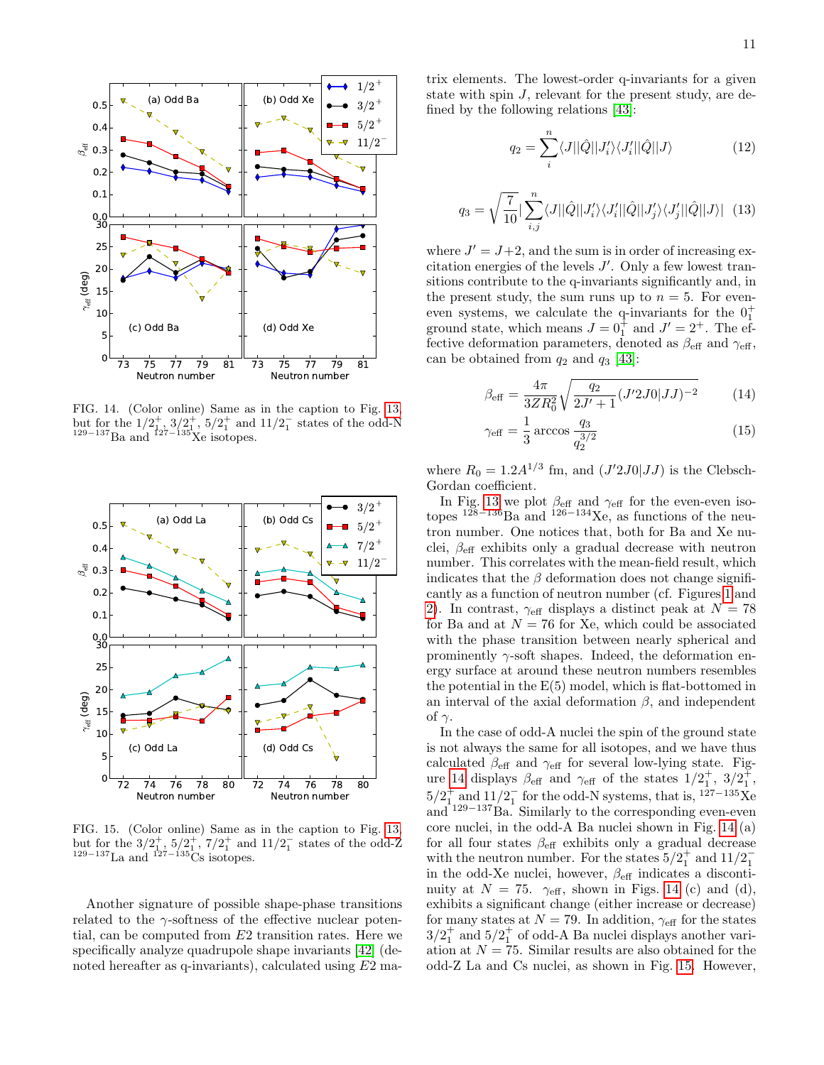FIG. 14. (Color online) Same as in the caption to Fig. 13, but for the $1/2^+_1$, $3/2^+_1$, $5/2^+_1$ and $11/2^-_1$ states of the odd-N $^{129-137}$Ba and $^{127-135}$Xe isotopes.

FIG. 15. (Color online) Same as in the caption to Fig. 13, but for the $3/2^+_1$, $5/2^+_1$, $7/2^+_1$ and $11/2^-_1$ states of the odd-Z $^{129-137}$La and $^{127-135}$Cs isotopes.

Another signature of possible shape-phase transitions related to the $\gamma$-softness of the effective nuclear potential, can be computed from $E2$ transition rates. Here we specifically analyze quadrupole shape invariants [42] (denoted hereafter as q-invariants), calculated using $E2$ matrix elements. The lowest-order q-invariants for a given state with spin $J$, relevant for the present study, are defined by the following relations [43]:

$$q_2 = \sum_i^n \langle J||\hat{Q}||J'_i\rangle\langle J'_i||\hat{Q}||J\rangle \tag{12}$$

$$q_3 = \sqrt{\frac{7}{10}}\left|\sum_{i,j}^n \langle J||\hat{Q}||J'_i\rangle\langle J'_i||\hat{Q}||J'_j\rangle\langle J'_j||\hat{Q}||J\rangle\right| \tag{13}$$

where $J' = J+2$, and the sum is in order of increasing excitation energies of the levels $J'$. Only a few lowest transitions contribute to the q-invariants significantly and, in the present study, the sum runs up to $n = 5$. For even-even systems, we calculate the q-invariants for the $0^+_1$ ground state, which means $J = 0^+_1$ and $J' = 2^+$. The effective deformation parameters, denoted as $\beta_{\mathrm{eff}}$ and $\gamma_{\mathrm{eff}}$, can be obtained from $q_2$ and $q_3$ [43]:

$$\beta_{\mathrm{eff}} = \frac{4\pi}{3ZR_0^2}\sqrt{\frac{q_2}{2J'+1}(J'2J0|JJ)^{-2}} \tag{14}$$

$$\gamma_{\mathrm{eff}} = \frac{1}{3}\arccos\frac{q_3}{q_2^{3/2}} \tag{15}$$

where $R_0 = 1.2A^{1/3}$ fm, and $(J'2J0|JJ)$ is the Clebsch-Gordan coefficient.

In Fig. 13 we plot $\beta_{\mathrm{eff}}$ and $\gamma_{\mathrm{eff}}$ for the even-even isotopes $^{128-136}$Ba and $^{126-134}$Xe, as functions of the neutron number. One notices that, both for Ba and Xe nuclei, $\beta_{\mathrm{eff}}$ exhibits only a gradual decrease with neutron number. This correlates with the mean-field result, which indicates that the $\beta$ deformation does not change significantly as a function of neutron number (cf. Figures 1 and 2). In contrast, $\gamma_{\mathrm{eff}}$ displays a distinct peak at $N = 78$ for Ba and at $N = 76$ for Xe, which could be associated with the phase transition between nearly spherical and prominently $\gamma$-soft shapes. Indeed, the deformation energy surface at around these neutron numbers resembles the potential in the E(5) model, which is flat-bottomed in an interval of the axial deformation $\beta$, and independent of $\gamma$.

In the case of odd-A nuclei the spin of the ground state is not always the same for all isotopes, and we have thus calculated $\beta_{\mathrm{eff}}$ and $\gamma_{\mathrm{eff}}$ for several low-lying state. Figure 14 displays $\beta_{\mathrm{eff}}$ and $\gamma_{\mathrm{eff}}$ of the states $1/2^+_1$, $3/2^+_1$, $5/2^+_1$ and $11/2^-_1$ for the odd-N systems, that is, $^{127-135}$Xe and $^{129-137}$Ba. Similarly to the corresponding even-even core nuclei, in the odd-A Ba nuclei shown in Fig. 14 (a) for all four states $\beta_{\mathrm{eff}}$ exhibits only a gradual decrease with the neutron number. For the states $5/2^+_1$ and $11/2^-_1$ in the odd-Xe nuclei, however, $\beta_{\mathrm{eff}}$ indicates a discontinuity at $N = 75$. $\gamma_{\mathrm{eff}}$, shown in Figs. 14 (c) and (d), exhibits a significant change (either increase or decrease) for many states at $N = 79$. In addition, $\gamma_{\mathrm{eff}}$ for the states $3/2^+_1$ and $5/2^+_1$ of odd-A Ba nuclei displays another variation at $N = 75$. Similar results are also obtained for the odd-Z La and Cs nuclei, as shown in Fig. 15. However,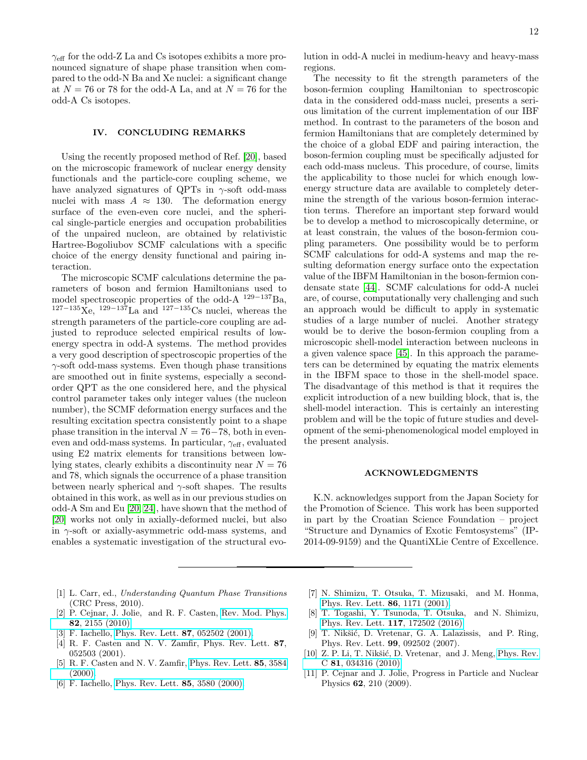$\gamma_{\rm eff}$ for the odd-Z La and Cs isotopes exhibits a more pronounced signature of shape phase transition when compared to the odd-N Ba and Xe nuclei: a significant change at $N = 76$ or 78 for the odd-A La, and at $N = 76$ for the odd-A Cs isotopes.

## IV. CONCLUDING REMARKS

Using the recently proposed method of Ref. [20], based on the microscopic framework of nuclear energy density functionals and the particle-core coupling scheme, we have analyzed signatures of QPTs in $\gamma$-soft odd-mass nuclei with mass $A \approx 130$. The deformation energy surface of the even-even core nuclei, and the spherical single-particle energies and occupation probabilities of the unpaired nucleon, are obtained by relativistic Hartree-Bogoliubov SCMF calculations with a specific choice of the energy density functional and pairing interaction.

The microscopic SCMF calculations determine the parameters of boson and fermion Hamiltonians used to model spectroscopic properties of the odd-A $^{129-137}$Ba, $^{127-135}$Xe, $^{129-137}$La and $^{127-135}$Cs nuclei, whereas the strength parameters of the particle-core coupling are adjusted to reproduce selected empirical results of low-energy spectra in odd-A systems. The method provides a very good description of spectroscopic properties of the $\gamma$-soft odd-mass systems. Even though phase transitions are smoothed out in finite systems, especially a second-order QPT as the one considered here, and the physical control parameter takes only integer values (the nucleon number), the SCMF deformation energy surfaces and the resulting excitation spectra consistently point to a shape phase transition in the interval $N = 76-78$, both in even-even and odd-mass systems. In particular, $\gamma_{\rm eff}$, evaluated using E2 matrix elements for transitions between low-lying states, clearly exhibits a discontinuity near $N = 76$ and 78, which signals the occurrence of a phase transition between nearly spherical and $\gamma$-soft shapes. The results obtained in this work, as well as in our previous studies on odd-A Sm and Eu [20, 24], have shown that the method of [20] works not only in axially-deformed nuclei, but also in $\gamma$-soft or axially-asymmetric odd-mass systems, and enables a systematic investigation of the structural evolution in odd-A nuclei in medium-heavy and heavy-mass regions.

The necessity to fit the strength parameters of the boson-fermion coupling Hamiltonian to spectroscopic data in the considered odd-mass nuclei, presents a serious limitation of the current implementation of our IBF method. In contrast to the parameters of the boson and fermion Hamiltonians that are completely determined by the choice of a global EDF and pairing interaction, the boson-fermion coupling must be specifically adjusted for each odd-mass nucleus. This procedure, of course, limits the applicability to those nuclei for which enough low-energy structure data are available to completely determine the strength of the various boson-fermion interaction terms. Therefore an important step forward would be to develop a method to microscopically determine, or at least constrain, the values of the boson-fermion coupling parameters. One possibility would be to perform SCMF calculations for odd-A systems and map the resulting deformation energy surface onto the expectation value of the IBFM Hamiltonian in the boson-fermion condensate state [44]. SCMF calculations for odd-A nuclei are, of course, computationally very challenging and such an approach would be difficult to apply in systematic studies of a large number of nuclei. Another strategy would be to derive the boson-fermion coupling from a microscopic shell-model interaction between nucleons in a given valence space [45]. In this approach the parameters can be determined by equating the matrix elements in the IBFM space to those in the shell-model space. The disadvantage of this method is that it requires the explicit introduction of a new building block, that is, the shell-model interaction. This is certainly an interesting problem and will be the topic of future studies and development of the semi-phenomenological model employed in the present analysis.

## ACKNOWLEDGMENTS

K.N. acknowledges support from the Japan Society for the Promotion of Science. This work has been supported in part by the Croatian Science Foundation – project "Structure and Dynamics of Exotic Femtosystems" (IP-2014-09-9159) and the QuantiXLie Centre of Excellence.

---

[1] L. Carr, ed., *Understanding Quantum Phase Transitions* (CRC Press, 2010).
[2] P. Cejnar, J. Jolie, and R. F. Casten, Rev. Mod. Phys. **82**, 2155 (2010).
[3] F. Iachello, Phys. Rev. Lett. **87**, 052502 (2001).
[4] R. F. Casten and N. V. Zamfir, Phys. Rev. Lett. **87**, 052503 (2001).
[5] R. F. Casten and N. V. Zamfir, Phys. Rev. Lett. **85**, 3584 (2000).
[6] F. Iachello, Phys. Rev. Lett. **85**, 3580 (2000).
[7] N. Shimizu, T. Otsuka, T. Mizusaki, and M. Honma, Phys. Rev. Lett. **86**, 1171 (2001).
[8] T. Togashi, Y. Tsunoda, T. Otsuka, and N. Shimizu, Phys. Rev. Lett. **117**, 172502 (2016).
[9] T. Nikšić, D. Vretenar, G. A. Lalazissis, and P. Ring, Phys. Rev. Lett. **99**, 092502 (2007).
[10] Z. P. Li, T. Nikšić, D. Vretenar, and J. Meng, Phys. Rev. C **81**, 034316 (2010).
[11] P. Cejnar and J. Jolie, Progress in Particle and Nuclear Physics **62**, 210 (2009).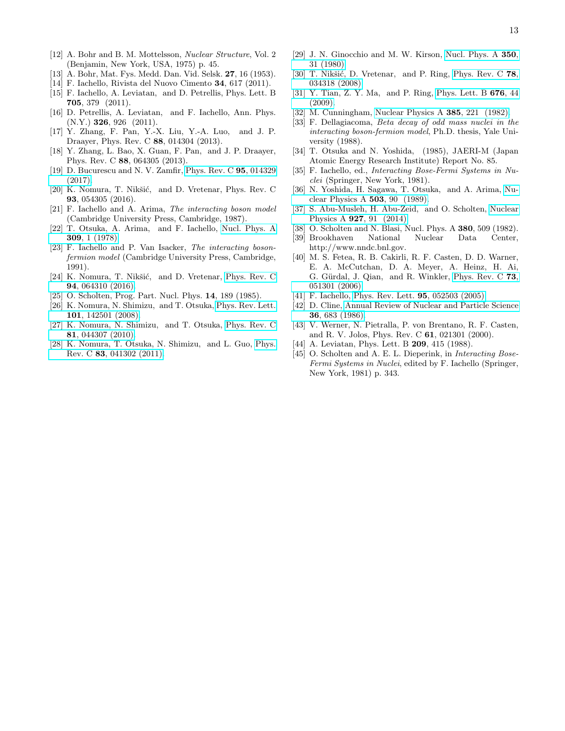[12] A. Bohr and B. M. Mottelsson, *Nuclear Structure*, Vol. 2 (Benjamin, New York, USA, 1975) p. 45.

[13] A. Bohr, Mat. Fys. Medd. Dan. Vid. Selsk. **27**, 16 (1953).

[14] F. Iachello, Rivista del Nuovo Cimento **34**, 617 (2011).

[15] F. Iachello, A. Leviatan, and D. Petrellis, Phys. Lett. B **705**, 379 (2011).

[16] D. Petrellis, A. Leviatan, and F. Iachello, Ann. Phys. (N.Y.) **326**, 926 (2011).

[17] Y. Zhang, F. Pan, Y.-X. Liu, Y.-A. Luo, and J. P. Draayer, Phys. Rev. C **88**, 014304 (2013).

[18] Y. Zhang, L. Bao, X. Guan, F. Pan, and J. P. Draayer, Phys. Rev. C **88**, 064305 (2013).

[19] D. Bucurescu and N. V. Zamfir, Phys. Rev. C **95**, 014329 (2017).

[20] K. Nomura, T. Nikšić, and D. Vretenar, Phys. Rev. C **93**, 054305 (2016).

[21] F. Iachello and A. Arima, *The interacting boson model* (Cambridge University Press, Cambridge, 1987).

[22] T. Otsuka, A. Arima, and F. Iachello, Nucl. Phys. A **309**, 1 (1978).

[23] F. Iachello and P. Van Isacker, *The interacting boson-fermion model* (Cambridge University Press, Cambridge, 1991).

[24] K. Nomura, T. Nikšić, and D. Vretenar, Phys. Rev. C **94**, 064310 (2016).

[25] O. Scholten, Prog. Part. Nucl. Phys. **14**, 189 (1985).

[26] K. Nomura, N. Shimizu, and T. Otsuka, Phys. Rev. Lett. **101**, 142501 (2008).

[27] K. Nomura, N. Shimizu, and T. Otsuka, Phys. Rev. C **81**, 044307 (2010).

[28] K. Nomura, T. Otsuka, N. Shimizu, and L. Guo, Phys. Rev. C **83**, 041302 (2011).

[29] J. N. Ginocchio and M. W. Kirson, Nucl. Phys. A **350**, 31 (1980).

[30] T. Nikšić, D. Vretenar, and P. Ring, Phys. Rev. C **78**, 034318 (2008).

[31] Y. Tian, Z. Y. Ma, and P. Ring, Phys. Lett. B **676**, 44 (2009).

[32] M. Cunningham, Nuclear Physics A **385**, 221 (1982).

[33] F. Dellagiacoma, *Beta decay of odd mass nuclei in the interacting boson-fermion model*, Ph.D. thesis, Yale University (1988).

[34] T. Otsuka and N. Yoshida, (1985), JAERI-M (Japan Atomic Energy Research Institute) Report No. 85.

[35] F. Iachello, ed., *Interacting Bose-Fermi Systems in Nuclei* (Springer, New York, 1981).

[36] N. Yoshida, H. Sagawa, T. Otsuka, and A. Arima, Nuclear Physics A **503**, 90 (1989).

[37] S. Abu-Musleh, H. Abu-Zeid, and O. Scholten, Nuclear Physics A **927**, 91 (2014).

[38] O. Scholten and N. Blasi, Nucl. Phys. A **380**, 509 (1982).

[39] Brookhaven National Nuclear Data Center, http://www.nndc.bnl.gov.

[40] M. S. Fetea, R. B. Cakirli, R. F. Casten, D. D. Warner, E. A. McCutchan, D. A. Meyer, A. Heinz, H. Ai, G. Gürdal, J. Qian, and R. Winkler, Phys. Rev. C **73**, 051301 (2006).

[41] F. Iachello, Phys. Rev. Lett. **95**, 052503 (2005).

[42] D. Cline, Annual Review of Nuclear and Particle Science **36**, 683 (1986).

[43] V. Werner, N. Pietralla, P. von Brentano, R. F. Casten, and R. V. Jolos, Phys. Rev. C **61**, 021301 (2000).

[44] A. Leviatan, Phys. Lett. B **209**, 415 (1988).

[45] O. Scholten and A. E. L. Dieperink, in *Interacting Bose-Fermi Systems in Nuclei*, edited by F. Iachello (Springer, New York, 1981) p. 343.